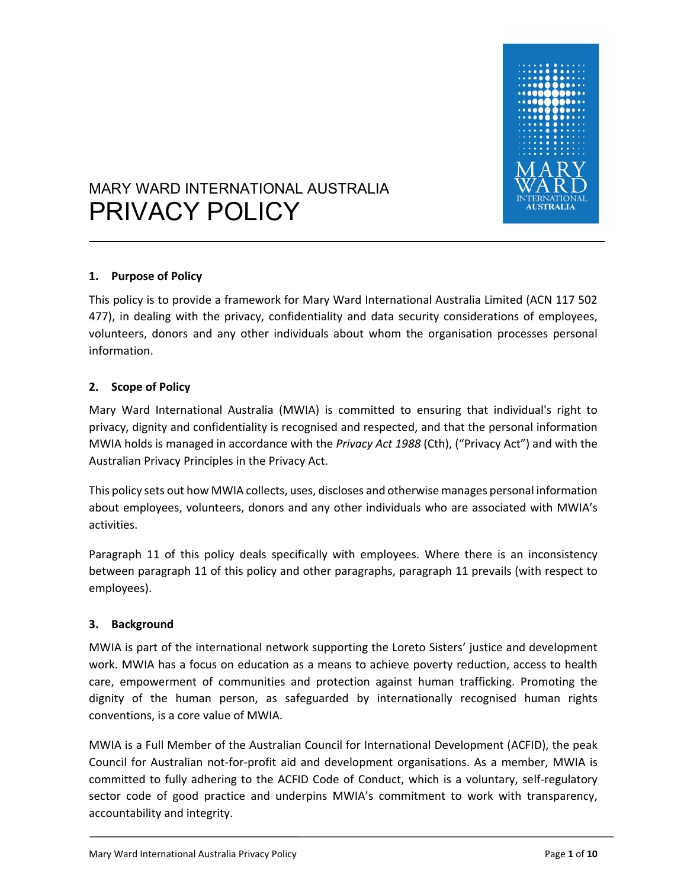MARY WARD INTERNATIONAL AUSTRALIA

# PRIVACY POLICY

## 1. Purpose of Policy

This policy is to provide a framework for Mary Ward International Australia Limited (ACN 117 502 477), in dealing with the privacy, confidentiality and data security considerations of employees, volunteers, donors and any other individuals about whom the organisation processes personal information.

## 2. Scope of Policy

Mary Ward International Australia (MWIA) is committed to ensuring that individual's right to privacy, dignity and confidentiality is recognised and respected, and that the personal information MWIA holds is managed in accordance with the *Privacy Act 1988* (Cth), ("Privacy Act") and with the Australian Privacy Principles in the Privacy Act.

This policy sets out how MWIA collects, uses, discloses and otherwise manages personal information about employees, volunteers, donors and any other individuals who are associated with MWIA's activities.

Paragraph 11 of this policy deals specifically with employees. Where there is an inconsistency between paragraph 11 of this policy and other paragraphs, paragraph 11 prevails (with respect to employees).

## 3. Background

MWIA is part of the international network supporting the Loreto Sisters' justice and development work. MWIA has a focus on education as a means to achieve poverty reduction, access to health care, empowerment of communities and protection against human trafficking. Promoting the dignity of the human person, as safeguarded by internationally recognised human rights conventions, is a core value of MWIA.

MWIA is a Full Member of the Australian Council for International Development (ACFID), the peak Council for Australian not-for-profit aid and development organisations. As a member, MWIA is committed to fully adhering to the ACFID Code of Conduct, which is a voluntary, self-regulatory sector code of good practice and underpins MWIA's commitment to work with transparency, accountability and integrity.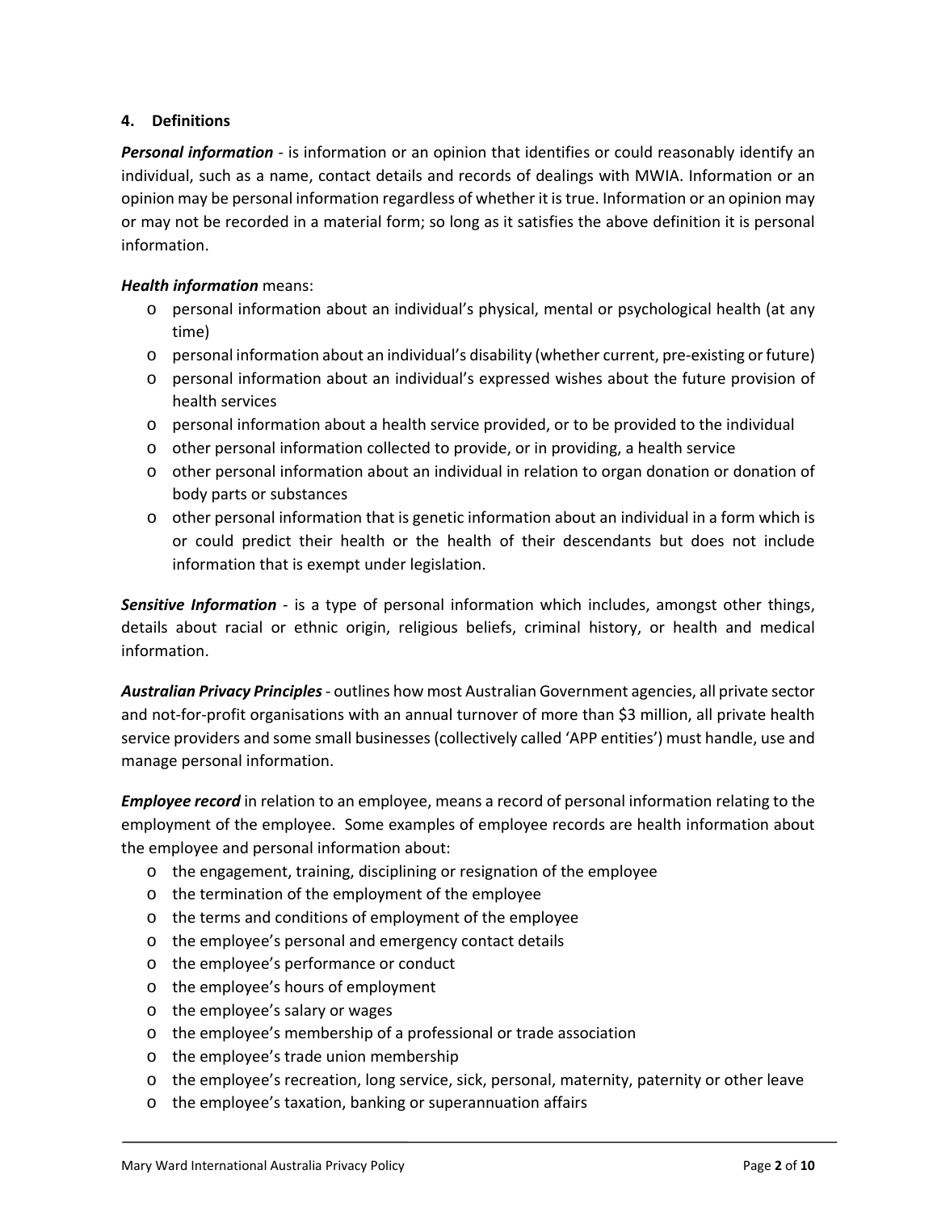## 4. Definitions

***Personal information*** - is information or an opinion that identifies or could reasonably identify an individual, such as a name, contact details and records of dealings with MWIA. Information or an opinion may be personal information regardless of whether it is true. Information or an opinion may or may not be recorded in a material form; so long as it satisfies the above definition it is personal information.

***Health information*** means:

- personal information about an individual's physical, mental or psychological health (at any time)
- personal information about an individual's disability (whether current, pre-existing or future)
- personal information about an individual's expressed wishes about the future provision of health services
- personal information about a health service provided, or to be provided to the individual
- other personal information collected to provide, or in providing, a health service
- other personal information about an individual in relation to organ donation or donation of body parts or substances
- other personal information that is genetic information about an individual in a form which is or could predict their health or the health of their descendants but does not include information that is exempt under legislation.

***Sensitive Information*** - is a type of personal information which includes, amongst other things, details about racial or ethnic origin, religious beliefs, criminal history, or health and medical information.

***Australian Privacy Principles*** - outlines how most Australian Government agencies, all private sector and not-for-profit organisations with an annual turnover of more than $3 million, all private health service providers and some small businesses (collectively called 'APP entities') must handle, use and manage personal information.

***Employee record*** in relation to an employee, means a record of personal information relating to the employment of the employee. Some examples of employee records are health information about the employee and personal information about:

- the engagement, training, disciplining or resignation of the employee
- the termination of the employment of the employee
- the terms and conditions of employment of the employee
- the employee's personal and emergency contact details
- the employee's performance or conduct
- the employee's hours of employment
- the employee's salary or wages
- the employee's membership of a professional or trade association
- the employee's trade union membership
- the employee's recreation, long service, sick, personal, maternity, paternity or other leave
- the employee's taxation, banking or superannuation affairs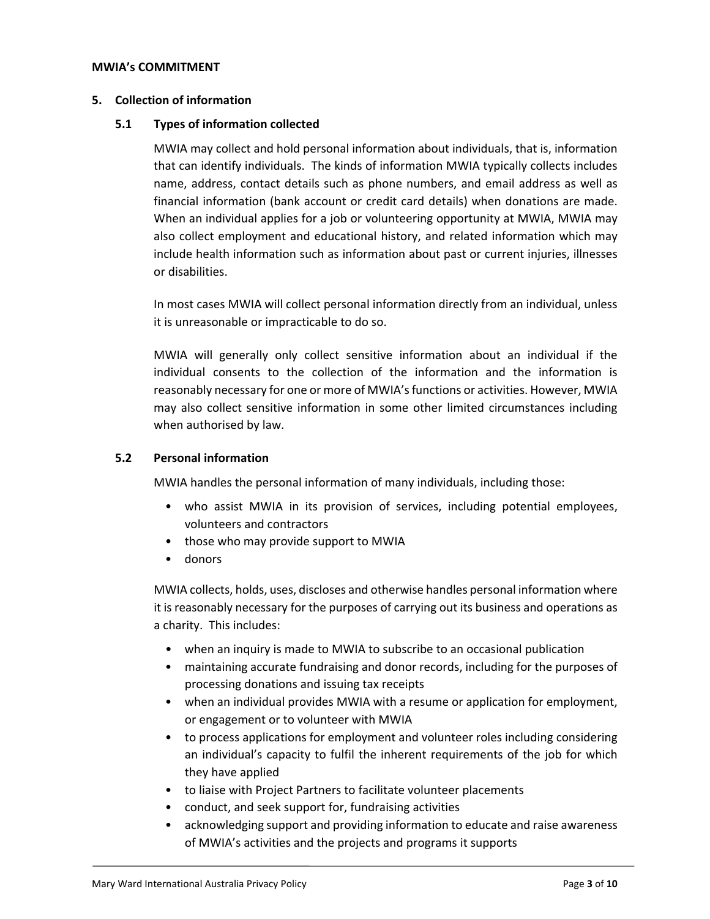**MWIA's COMMITMENT**

## 5. Collection of information

### 5.1 Types of information collected

MWIA may collect and hold personal information about individuals, that is, information that can identify individuals. The kinds of information MWIA typically collects includes name, address, contact details such as phone numbers, and email address as well as financial information (bank account or credit card details) when donations are made. When an individual applies for a job or volunteering opportunity at MWIA, MWIA may also collect employment and educational history, and related information which may include health information such as information about past or current injuries, illnesses or disabilities.

In most cases MWIA will collect personal information directly from an individual, unless it is unreasonable or impracticable to do so.

MWIA will generally only collect sensitive information about an individual if the individual consents to the collection of the information and the information is reasonably necessary for one or more of MWIA's functions or activities. However, MWIA may also collect sensitive information in some other limited circumstances including when authorised by law.

### 5.2 Personal information

MWIA handles the personal information of many individuals, including those:

- who assist MWIA in its provision of services, including potential employees, volunteers and contractors
- those who may provide support to MWIA
- donors

MWIA collects, holds, uses, discloses and otherwise handles personal information where it is reasonably necessary for the purposes of carrying out its business and operations as a charity. This includes:

- when an inquiry is made to MWIA to subscribe to an occasional publication
- maintaining accurate fundraising and donor records, including for the purposes of processing donations and issuing tax receipts
- when an individual provides MWIA with a resume or application for employment, or engagement or to volunteer with MWIA
- to process applications for employment and volunteer roles including considering an individual's capacity to fulfil the inherent requirements of the job for which they have applied
- to liaise with Project Partners to facilitate volunteer placements
- conduct, and seek support for, fundraising activities
- acknowledging support and providing information to educate and raise awareness of MWIA's activities and the projects and programs it supports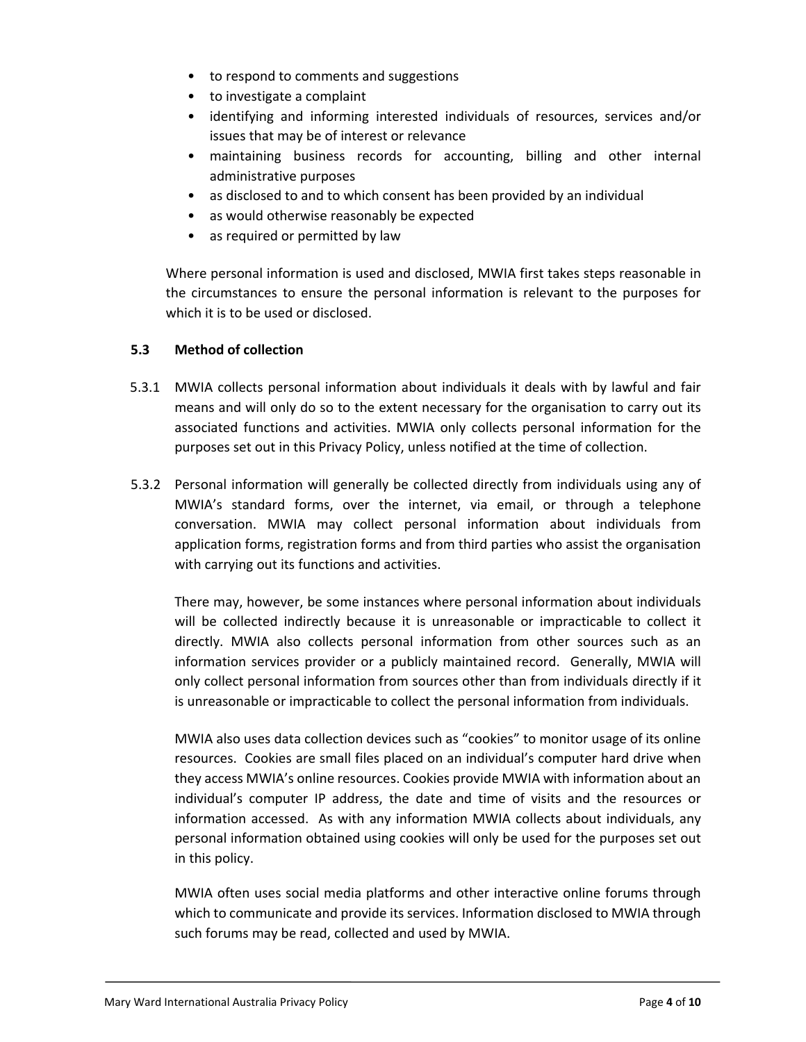- to respond to comments and suggestions
- to investigate a complaint
- identifying and informing interested individuals of resources, services and/or issues that may be of interest or relevance
- maintaining business records for accounting, billing and other internal administrative purposes
- as disclosed to and to which consent has been provided by an individual
- as would otherwise reasonably be expected
- as required or permitted by law

Where personal information is used and disclosed, MWIA first takes steps reasonable in the circumstances to ensure the personal information is relevant to the purposes for which it is to be used or disclosed.

### 5.3 Method of collection

5.3.1 MWIA collects personal information about individuals it deals with by lawful and fair means and will only do so to the extent necessary for the organisation to carry out its associated functions and activities. MWIA only collects personal information for the purposes set out in this Privacy Policy, unless notified at the time of collection.

5.3.2 Personal information will generally be collected directly from individuals using any of MWIA's standard forms, over the internet, via email, or through a telephone conversation. MWIA may collect personal information about individuals from application forms, registration forms and from third parties who assist the organisation with carrying out its functions and activities.

There may, however, be some instances where personal information about individuals will be collected indirectly because it is unreasonable or impracticable to collect it directly. MWIA also collects personal information from other sources such as an information services provider or a publicly maintained record. Generally, MWIA will only collect personal information from sources other than from individuals directly if it is unreasonable or impracticable to collect the personal information from individuals.

MWIA also uses data collection devices such as "cookies" to monitor usage of its online resources. Cookies are small files placed on an individual's computer hard drive when they access MWIA's online resources. Cookies provide MWIA with information about an individual's computer IP address, the date and time of visits and the resources or information accessed. As with any information MWIA collects about individuals, any personal information obtained using cookies will only be used for the purposes set out in this policy.

MWIA often uses social media platforms and other interactive online forums through which to communicate and provide its services. Information disclosed to MWIA through such forums may be read, collected and used by MWIA.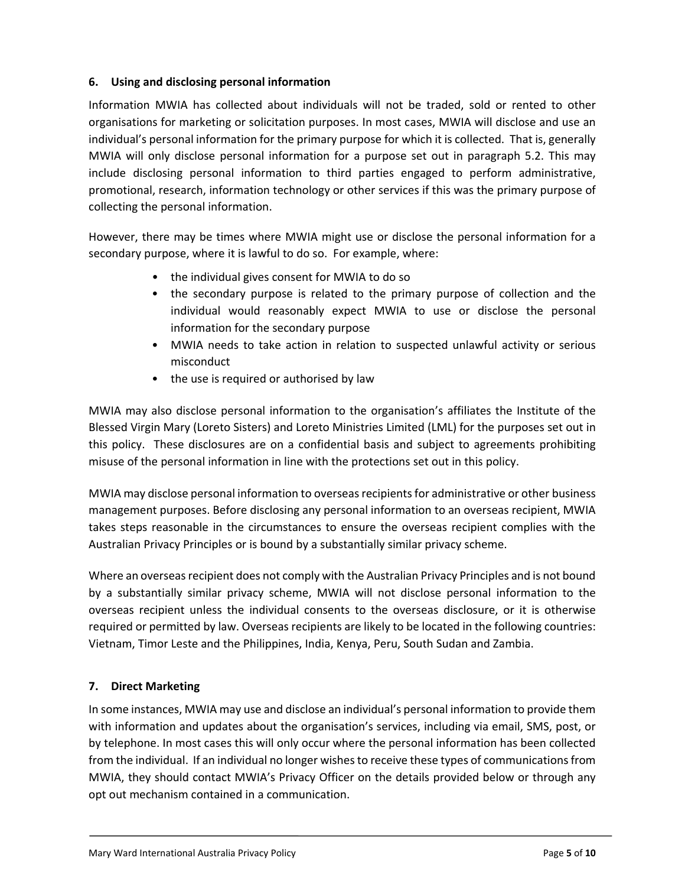## 6. Using and disclosing personal information

Information MWIA has collected about individuals will not be traded, sold or rented to other organisations for marketing or solicitation purposes. In most cases, MWIA will disclose and use an individual's personal information for the primary purpose for which it is collected. That is, generally MWIA will only disclose personal information for a purpose set out in paragraph 5.2. This may include disclosing personal information to third parties engaged to perform administrative, promotional, research, information technology or other services if this was the primary purpose of collecting the personal information.

However, there may be times where MWIA might use or disclose the personal information for a secondary purpose, where it is lawful to do so. For example, where:

- the individual gives consent for MWIA to do so
- the secondary purpose is related to the primary purpose of collection and the individual would reasonably expect MWIA to use or disclose the personal information for the secondary purpose
- MWIA needs to take action in relation to suspected unlawful activity or serious misconduct
- the use is required or authorised by law

MWIA may also disclose personal information to the organisation's affiliates the Institute of the Blessed Virgin Mary (Loreto Sisters) and Loreto Ministries Limited (LML) for the purposes set out in this policy. These disclosures are on a confidential basis and subject to agreements prohibiting misuse of the personal information in line with the protections set out in this policy.

MWIA may disclose personal information to overseas recipients for administrative or other business management purposes. Before disclosing any personal information to an overseas recipient, MWIA takes steps reasonable in the circumstances to ensure the overseas recipient complies with the Australian Privacy Principles or is bound by a substantially similar privacy scheme.

Where an overseas recipient does not comply with the Australian Privacy Principles and is not bound by a substantially similar privacy scheme, MWIA will not disclose personal information to the overseas recipient unless the individual consents to the overseas disclosure, or it is otherwise required or permitted by law. Overseas recipients are likely to be located in the following countries: Vietnam, Timor Leste and the Philippines, India, Kenya, Peru, South Sudan and Zambia.

## 7. Direct Marketing

In some instances, MWIA may use and disclose an individual's personal information to provide them with information and updates about the organisation's services, including via email, SMS, post, or by telephone. In most cases this will only occur where the personal information has been collected from the individual. If an individual no longer wishes to receive these types of communications from MWIA, they should contact MWIA's Privacy Officer on the details provided below or through any opt out mechanism contained in a communication.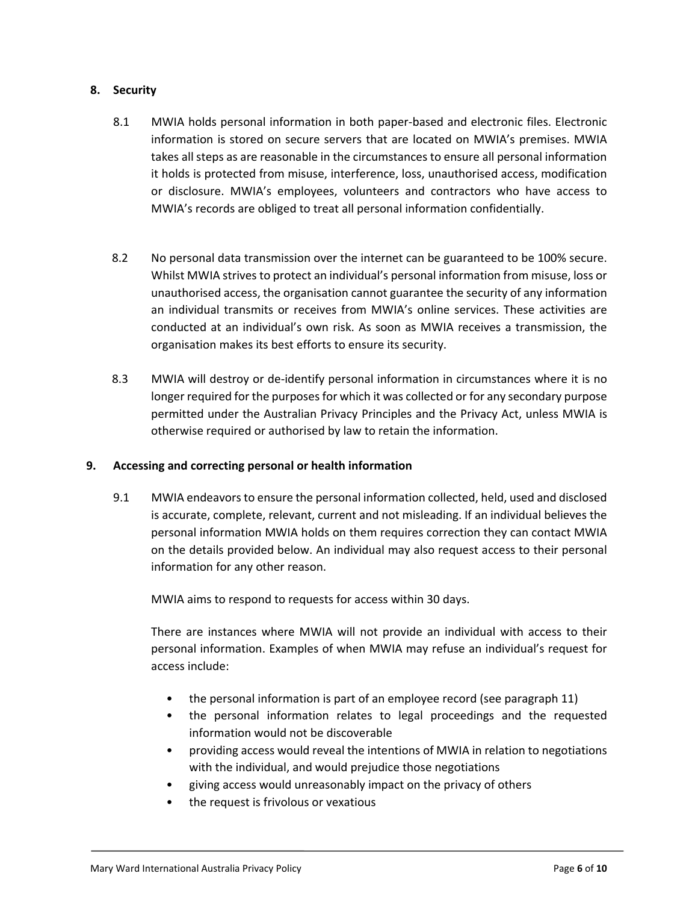## 8. Security

8.1 MWIA holds personal information in both paper-based and electronic files. Electronic information is stored on secure servers that are located on MWIA's premises. MWIA takes all steps as are reasonable in the circumstances to ensure all personal information it holds is protected from misuse, interference, loss, unauthorised access, modification or disclosure. MWIA's employees, volunteers and contractors who have access to MWIA's records are obliged to treat all personal information confidentially.

8.2 No personal data transmission over the internet can be guaranteed to be 100% secure. Whilst MWIA strives to protect an individual's personal information from misuse, loss or unauthorised access, the organisation cannot guarantee the security of any information an individual transmits or receives from MWIA's online services. These activities are conducted at an individual's own risk. As soon as MWIA receives a transmission, the organisation makes its best efforts to ensure its security.

8.3 MWIA will destroy or de-identify personal information in circumstances where it is no longer required for the purposes for which it was collected or for any secondary purpose permitted under the Australian Privacy Principles and the Privacy Act, unless MWIA is otherwise required or authorised by law to retain the information.

## 9. Accessing and correcting personal or health information

9.1 MWIA endeavors to ensure the personal information collected, held, used and disclosed is accurate, complete, relevant, current and not misleading. If an individual believes the personal information MWIA holds on them requires correction they can contact MWIA on the details provided below. An individual may also request access to their personal information for any other reason.

MWIA aims to respond to requests for access within 30 days.

There are instances where MWIA will not provide an individual with access to their personal information. Examples of when MWIA may refuse an individual's request for access include:

- the personal information is part of an employee record (see paragraph 11)
- the personal information relates to legal proceedings and the requested information would not be discoverable
- providing access would reveal the intentions of MWIA in relation to negotiations with the individual, and would prejudice those negotiations
- giving access would unreasonably impact on the privacy of others
- the request is frivolous or vexatious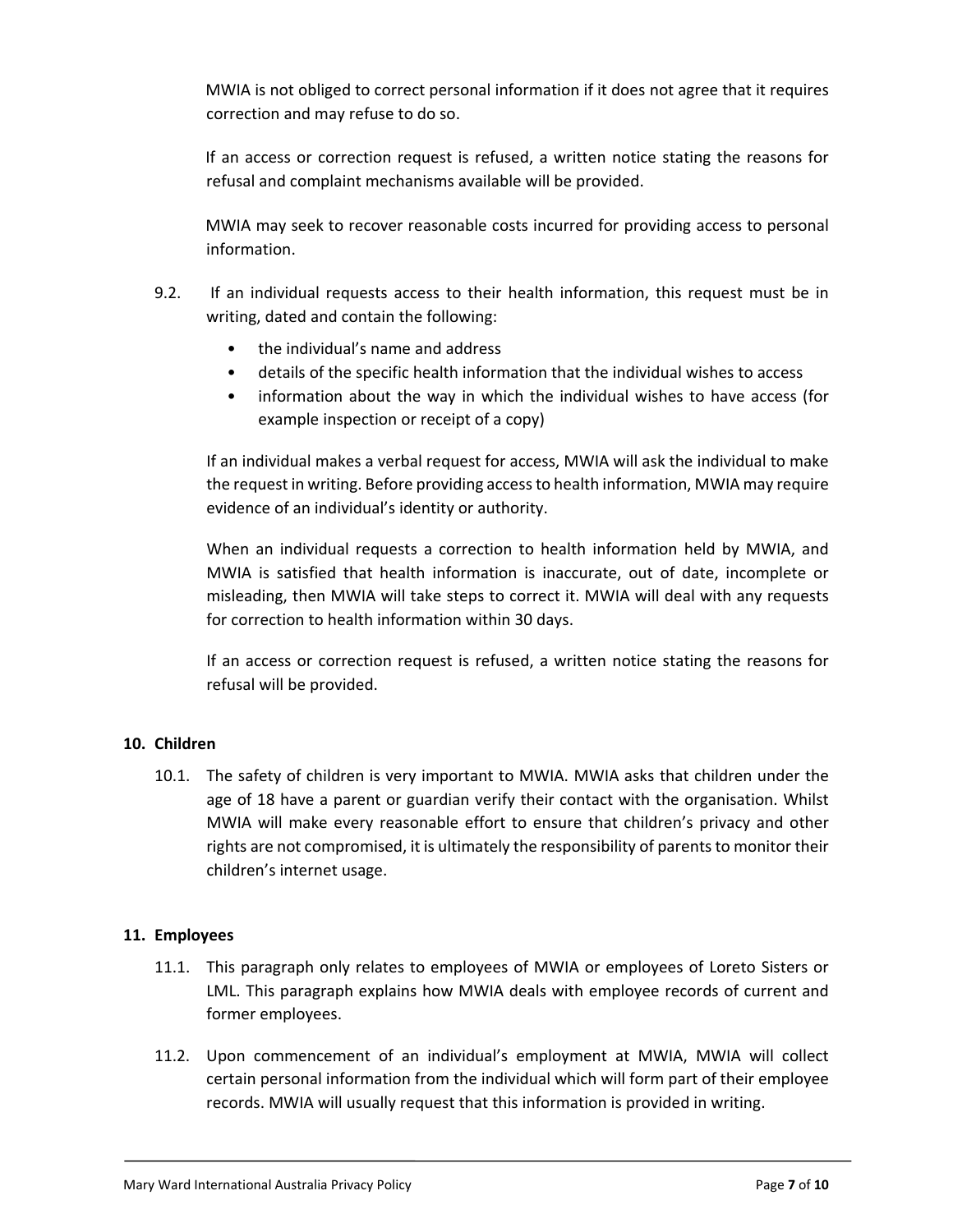MWIA is not obliged to correct personal information if it does not agree that it requires correction and may refuse to do so.

If an access or correction request is refused, a written notice stating the reasons for refusal and complaint mechanisms available will be provided.

MWIA may seek to recover reasonable costs incurred for providing access to personal information.

9.2. If an individual requests access to their health information, this request must be in writing, dated and contain the following:

- the individual's name and address
- details of the specific health information that the individual wishes to access
- information about the way in which the individual wishes to have access (for example inspection or receipt of a copy)

If an individual makes a verbal request for access, MWIA will ask the individual to make the request in writing. Before providing access to health information, MWIA may require evidence of an individual's identity or authority.

When an individual requests a correction to health information held by MWIA, and MWIA is satisfied that health information is inaccurate, out of date, incomplete or misleading, then MWIA will take steps to correct it. MWIA will deal with any requests for correction to health information within 30 days.

If an access or correction request is refused, a written notice stating the reasons for refusal will be provided.

## 10. Children

10.1. The safety of children is very important to MWIA. MWIA asks that children under the age of 18 have a parent or guardian verify their contact with the organisation. Whilst MWIA will make every reasonable effort to ensure that children's privacy and other rights are not compromised, it is ultimately the responsibility of parents to monitor their children's internet usage.

## 11. Employees

11.1. This paragraph only relates to employees of MWIA or employees of Loreto Sisters or LML. This paragraph explains how MWIA deals with employee records of current and former employees.

11.2. Upon commencement of an individual's employment at MWIA, MWIA will collect certain personal information from the individual which will form part of their employee records. MWIA will usually request that this information is provided in writing.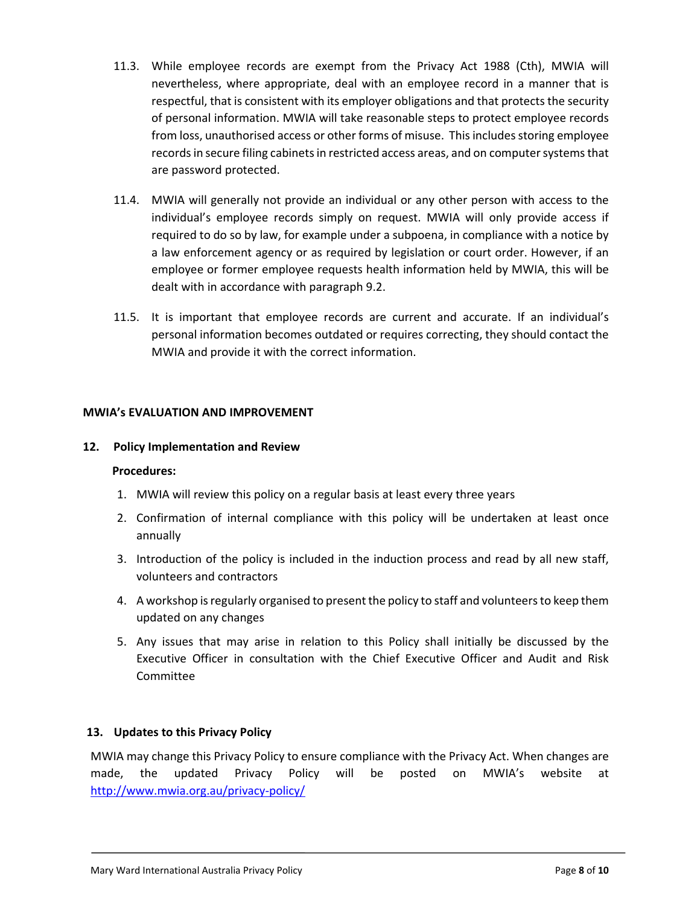11.3. While employee records are exempt from the Privacy Act 1988 (Cth), MWIA will nevertheless, where appropriate, deal with an employee record in a manner that is respectful, that is consistent with its employer obligations and that protects the security of personal information. MWIA will take reasonable steps to protect employee records from loss, unauthorised access or other forms of misuse. This includes storing employee records in secure filing cabinets in restricted access areas, and on computer systems that are password protected.

11.4. MWIA will generally not provide an individual or any other person with access to the individual's employee records simply on request. MWIA will only provide access if required to do so by law, for example under a subpoena, in compliance with a notice by a law enforcement agency or as required by legislation or court order. However, if an employee or former employee requests health information held by MWIA, this will be dealt with in accordance with paragraph 9.2.

11.5. It is important that employee records are current and accurate. If an individual's personal information becomes outdated or requires correcting, they should contact the MWIA and provide it with the correct information.

## MWIA's EVALUATION AND IMPROVEMENT

### 12. Policy Implementation and Review

**Procedures:**

1. MWIA will review this policy on a regular basis at least every three years
2. Confirmation of internal compliance with this policy will be undertaken at least once annually
3. Introduction of the policy is included in the induction process and read by all new staff, volunteers and contractors
4. A workshop is regularly organised to present the policy to staff and volunteers to keep them updated on any changes
5. Any issues that may arise in relation to this Policy shall initially be discussed by the Executive Officer in consultation with the Chief Executive Officer and Audit and Risk Committee

### 13. Updates to this Privacy Policy

MWIA may change this Privacy Policy to ensure compliance with the Privacy Act. When changes are made, the updated Privacy Policy will be posted on MWIA's website at [http://www.mwia.org.au/privacy-policy/](http://www.mwia.org.au/privacy-policy/)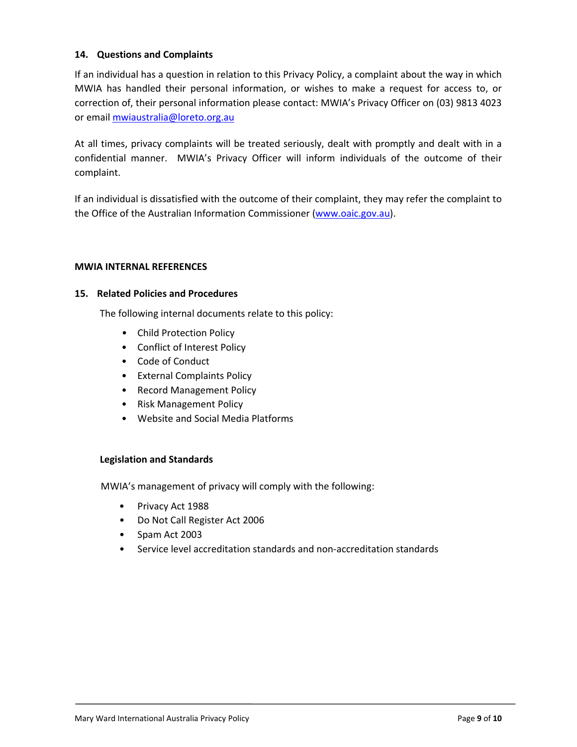## 14. Questions and Complaints

If an individual has a question in relation to this Privacy Policy, a complaint about the way in which MWIA has handled their personal information, or wishes to make a request for access to, or correction of, their personal information please contact: MWIA's Privacy Officer on (03) 9813 4023 or email mwiaustralia@loreto.org.au

At all times, privacy complaints will be treated seriously, dealt with promptly and dealt with in a confidential manner. MWIA's Privacy Officer will inform individuals of the outcome of their complaint.

If an individual is dissatisfied with the outcome of their complaint, they may refer the complaint to the Office of the Australian Information Commissioner (www.oaic.gov.au).

**MWIA INTERNAL REFERENCES**

## 15. Related Policies and Procedures

The following internal documents relate to this policy:

- Child Protection Policy
- Conflict of Interest Policy
- Code of Conduct
- External Complaints Policy
- Record Management Policy
- Risk Management Policy
- Website and Social Media Platforms

### Legislation and Standards

MWIA's management of privacy will comply with the following:

- Privacy Act 1988
- Do Not Call Register Act 2006
- Spam Act 2003
- Service level accreditation standards and non-accreditation standards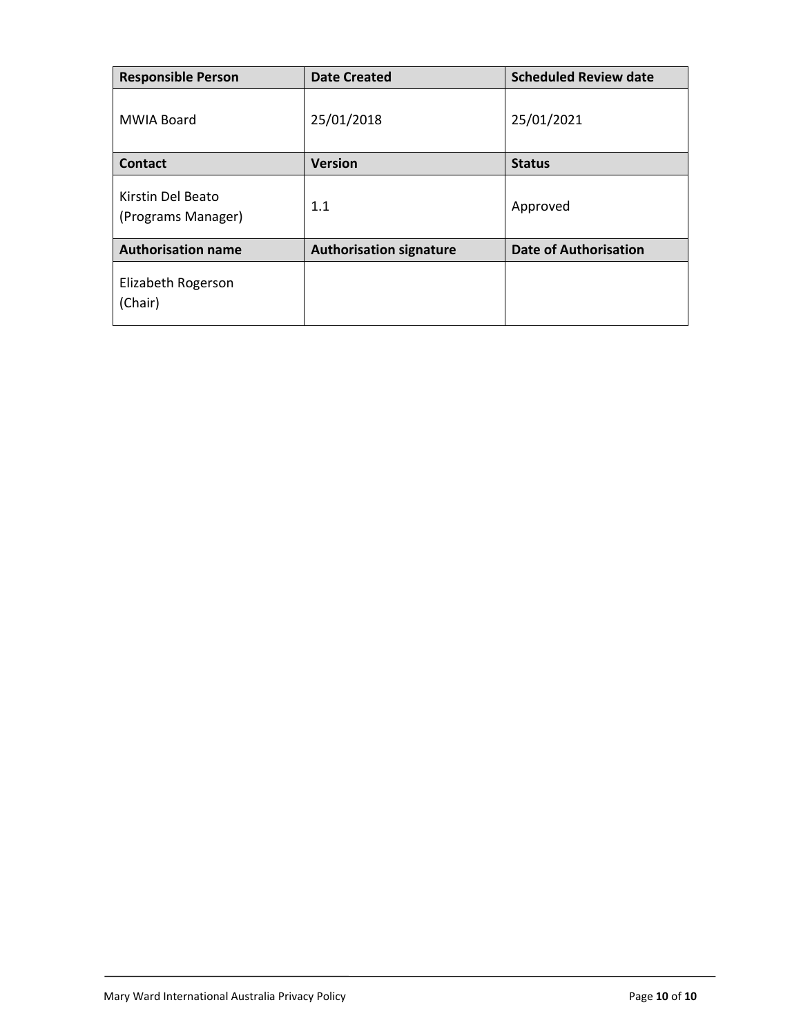| Responsible Person | Date Created | Scheduled Review date |
| --- | --- | --- |
| MWIA Board | 25/01/2018 | 25/01/2021 |
| **Contact** | **Version** | **Status** |
| Kirstin Del Beato (Programs Manager) | 1.1 | Approved |
| **Authorisation name** | **Authorisation signature** | **Date of Authorisation** |
| Elizabeth Rogerson (Chair) | | |